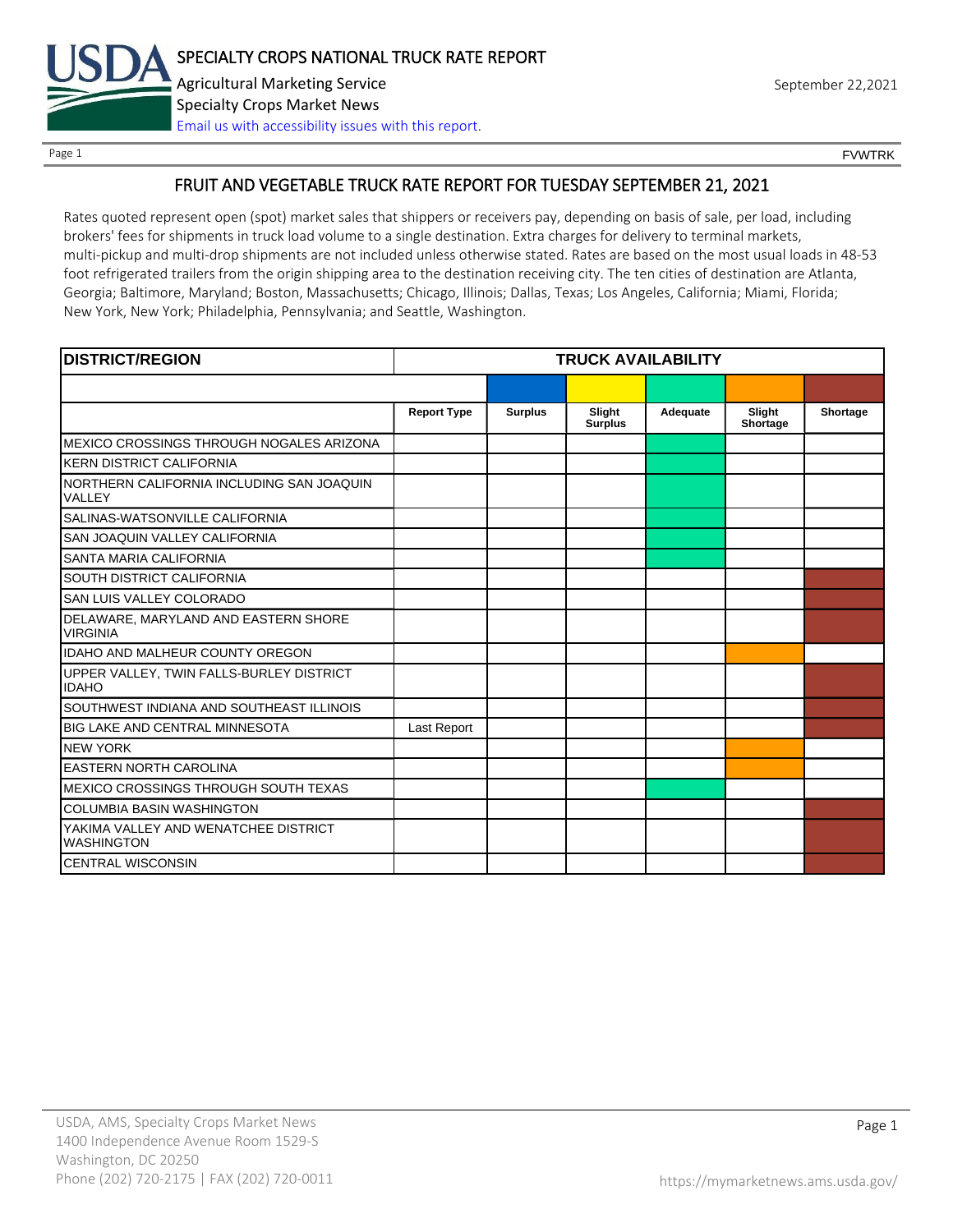SPECIALTY CROPS NATIONAL TRUCK RATE REPORT

Agricultural Marketing Service

Specialty Crops Market News

Email us with accessibility issues with this report.

September 22,2021

FVWTRK

## FRUIT AND VEGETABLE TRUCK RATE REPORT FOR TUESDAY SEPTEMBER 21, 2021

Rates quoted represent open (spot) market sales that shippers or receivers pay, depending on basis of sale, per load, including brokers' fees for shipments in truck load volume to a single destination. Extra charges for delivery to terminal markets, multi-pickup and multi-drop shipments are not included unless otherwise stated. Rates are based on the most usual loads in 48-53 foot refrigerated trailers from the origin shipping area to the destination receiving city. The ten cities of destination are Atlanta, Georgia; Baltimore, Maryland; Boston, Massachusetts; Chicago, Illinois; Dallas, Texas; Los Angeles, California; Miami, Florida; New York, New York; Philadelphia, Pennsylvania; and Seattle, Washington.

| DISTRICT/REGION | TRUCK AVAILABILITY | | | | | |
|---|---|---|---|---|---|---|
| | Report Type | Surplus | Slight Surplus | Adequate | Slight Shortage | Shortage |
| MEXICO CROSSINGS THROUGH NOGALES ARIZONA | | | | X | | |
| KERN DISTRICT CALIFORNIA | | | | X | | |
| NORTHERN CALIFORNIA INCLUDING SAN JOAQUIN VALLEY | | | | X | | |
| SALINAS-WATSONVILLE CALIFORNIA | | | | X | | |
| SAN JOAQUIN VALLEY CALIFORNIA | | | | X | | |
| SANTA MARIA CALIFORNIA | | | | X | | |
| SOUTH DISTRICT CALIFORNIA | | | | | | X |
| SAN LUIS VALLEY COLORADO | | | | | | X |
| DELAWARE, MARYLAND AND EASTERN SHORE VIRGINIA | | | | | | X |
| IDAHO AND MALHEUR COUNTY OREGON | | | | | X | |
| UPPER VALLEY, TWIN FALLS-BURLEY DISTRICT IDAHO | | | | | | X |
| SOUTHWEST INDIANA AND SOUTHEAST ILLINOIS | | | | | | X |
| BIG LAKE AND CENTRAL MINNESOTA | Last Report | | | | | X |
| NEW YORK | | | | | X | |
| EASTERN NORTH CAROLINA | | | | | X | |
| MEXICO CROSSINGS THROUGH SOUTH TEXAS | | | | X | | |
| COLUMBIA BASIN WASHINGTON | | | | | | X |
| YAKIMA VALLEY AND WENATCHEE DISTRICT WASHINGTON | | | | | | X |
| CENTRAL WISCONSIN | | | | | | X |

USDA, AMS, Specialty Crops Market News
1400 Independence Avenue Room 1529-S
Washington, DC 20250
Phone (202) 720-2175 | FAX (202) 720-0011

https://mymarketnews.ams.usda.gov/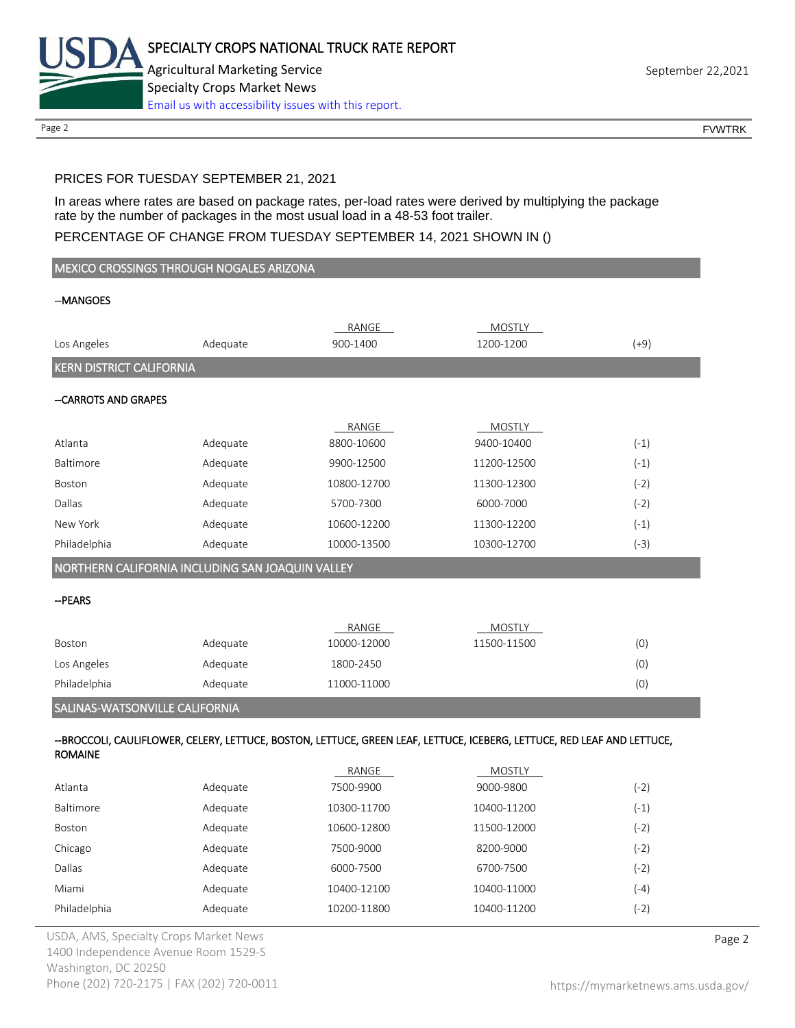PRICES FOR TUESDAY SEPTEMBER 21, 2021

In areas where rates are based on package rates, per-load rates were derived by multiplying the package rate by the number of packages in the most usual load in a 48-53 foot trailer.

PERCENTAGE OF CHANGE FROM TUESDAY SEPTEMBER 14, 2021 SHOWN IN ()

## MEXICO CROSSINGS THROUGH NOGALES ARIZONA

--MANGOES

| | | RANGE | MOSTLY | |
|---|---|---|---|---|
| Los Angeles | Adequate | 900-1400 | 1200-1200 | (+9) |

## KERN DISTRICT CALIFORNIA

--CARROTS AND GRAPES

| | | RANGE | MOSTLY | |
|---|---|---|---|---|
| Atlanta | Adequate | 8800-10600 | 9400-10400 | (-1) |
| Baltimore | Adequate | 9900-12500 | 11200-12500 | (-1) |
| Boston | Adequate | 10800-12700 | 11300-12300 | (-2) |
| Dallas | Adequate | 5700-7300 | 6000-7000 | (-2) |
| New York | Adequate | 10600-12200 | 11300-12200 | (-1) |
| Philadelphia | Adequate | 10000-13500 | 10300-12700 | (-3) |

## NORTHERN CALIFORNIA INCLUDING SAN JOAQUIN VALLEY

--PEARS

| | | RANGE | MOSTLY | |
|---|---|---|---|---|
| Boston | Adequate | 10000-12000 | 11500-11500 | (0) |
| Los Angeles | Adequate | 1800-2450 | | (0) |
| Philadelphia | Adequate | 11000-11000 | | (0) |

## SALINAS-WATSONVILLE CALIFORNIA

--BROCCOLI, CAULIFLOWER, CELERY, LETTUCE, BOSTON, LETTUCE, GREEN LEAF, LETTUCE, ICEBERG, LETTUCE, RED LEAF AND LETTUCE, ROMAINE

| | | RANGE | MOSTLY | |
|---|---|---|---|---|
| Atlanta | Adequate | 7500-9900 | 9000-9800 | (-2) |
| Baltimore | Adequate | 10300-11700 | 10400-11200 | (-1) |
| Boston | Adequate | 10600-12800 | 11500-12000 | (-2) |
| Chicago | Adequate | 7500-9000 | 8200-9000 | (-2) |
| Dallas | Adequate | 6000-7500 | 6700-7500 | (-2) |
| Miami | Adequate | 10400-12100 | 10400-11000 | (-4) |
| Philadelphia | Adequate | 10200-11800 | 10400-11200 | (-2) |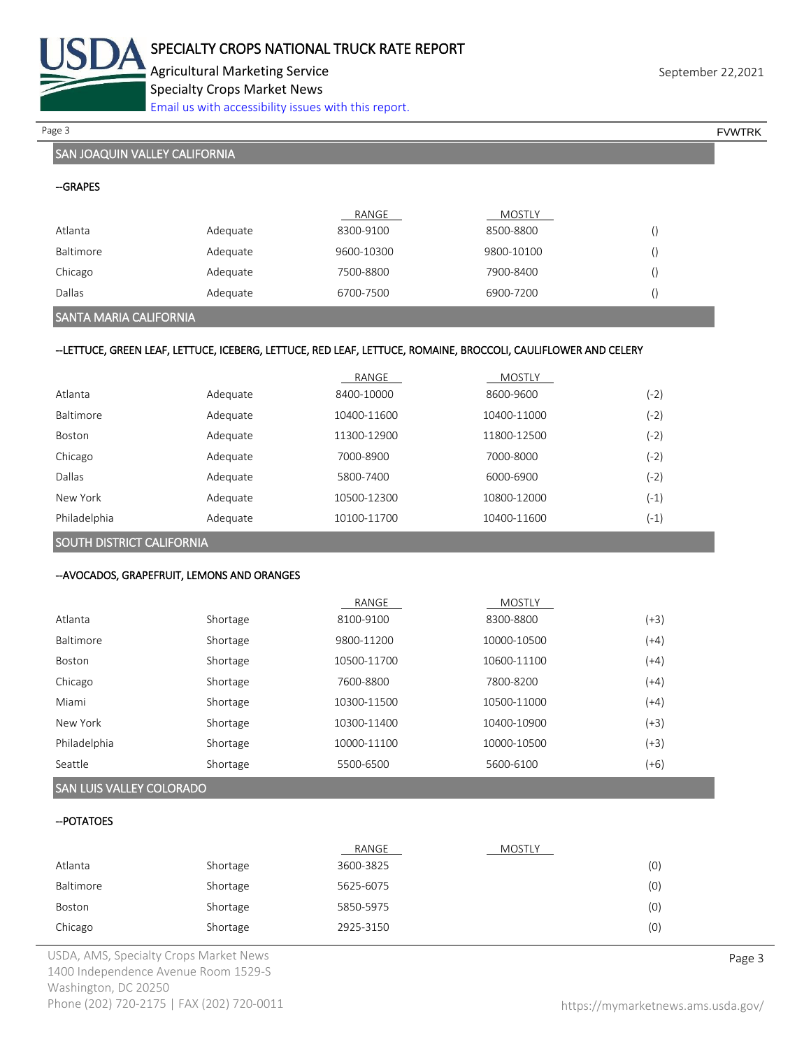## SAN JOAQUIN VALLEY CALIFORNIA

### --GRAPES

| | | RANGE | MOSTLY | |
|---|---|---|---|---|
| Atlanta | Adequate | 8300-9100 | 8500-8800 | () |
| Baltimore | Adequate | 9600-10300 | 9800-10100 | () |
| Chicago | Adequate | 7500-8800 | 7900-8400 | () |
| Dallas | Adequate | 6700-7500 | 6900-7200 | () |

## SANTA MARIA CALIFORNIA

### --LETTUCE, GREEN LEAF, LETTUCE, ICEBERG, LETTUCE, RED LEAF, LETTUCE, ROMAINE, BROCCOLI, CAULIFLOWER AND CELERY

| | | RANGE | MOSTLY | |
|---|---|---|---|---|
| Atlanta | Adequate | 8400-10000 | 8600-9600 | (-2) |
| Baltimore | Adequate | 10400-11600 | 10400-11000 | (-2) |
| Boston | Adequate | 11300-12900 | 11800-12500 | (-2) |
| Chicago | Adequate | 7000-8900 | 7000-8000 | (-2) |
| Dallas | Adequate | 5800-7400 | 6000-6900 | (-2) |
| New York | Adequate | 10500-12300 | 10800-12000 | (-1) |
| Philadelphia | Adequate | 10100-11700 | 10400-11600 | (-1) |

## SOUTH DISTRICT CALIFORNIA

### --AVOCADOS, GRAPEFRUIT, LEMONS AND ORANGES

| | | RANGE | MOSTLY | |
|---|---|---|---|---|
| Atlanta | Shortage | 8100-9100 | 8300-8800 | (+3) |
| Baltimore | Shortage | 9800-11200 | 10000-10500 | (+4) |
| Boston | Shortage | 10500-11700 | 10600-11100 | (+4) |
| Chicago | Shortage | 7600-8800 | 7800-8200 | (+4) |
| Miami | Shortage | 10300-11500 | 10500-11000 | (+4) |
| New York | Shortage | 10300-11400 | 10400-10900 | (+3) |
| Philadelphia | Shortage | 10000-11100 | 10000-10500 | (+3) |
| Seattle | Shortage | 5500-6500 | 5600-6100 | (+6) |

## SAN LUIS VALLEY COLORADO

### --POTATOES

| | | RANGE | MOSTLY | |
|---|---|---|---|---|
| Atlanta | Shortage | 3600-3825 | | (0) |
| Baltimore | Shortage | 5625-6075 | | (0) |
| Boston | Shortage | 5850-5975 | | (0) |
| Chicago | Shortage | 2925-3150 | | (0) |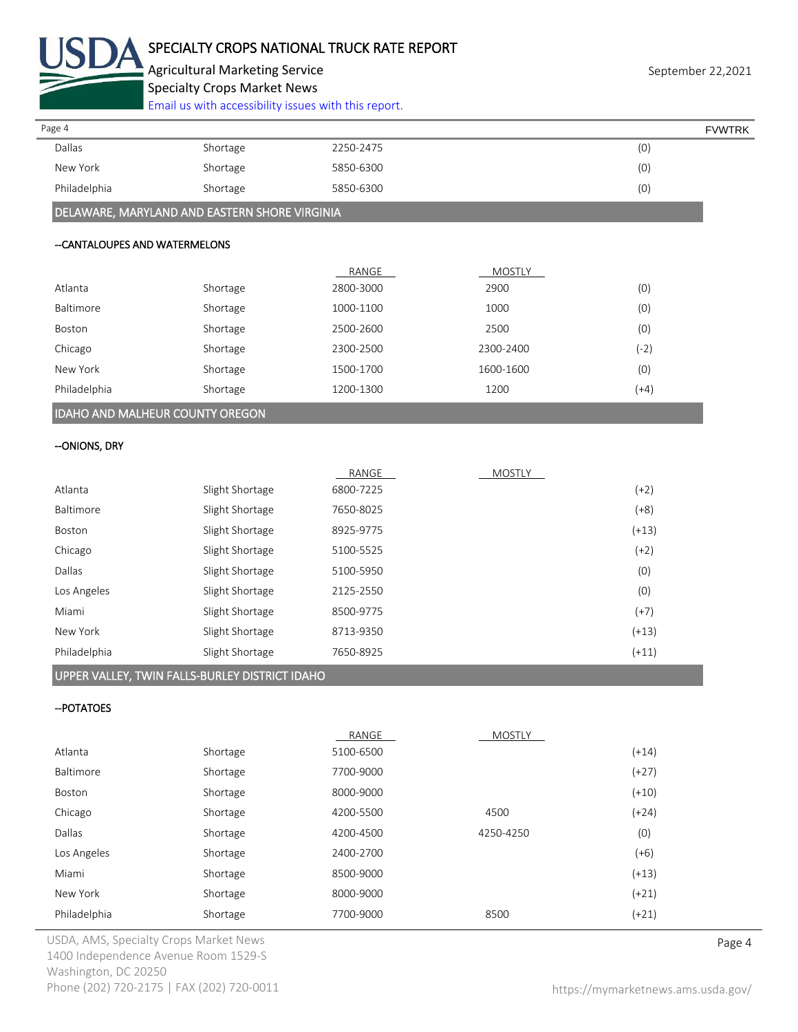| | | | | |
|---|---|---|---|---|
| Dallas | Shortage | 2250-2475 | | (0) |
| New York | Shortage | 5850-6300 | | (0) |
| Philadelphia | Shortage | 5850-6300 | | (0) |

## DELAWARE, MARYLAND AND EASTERN SHORE VIRGINIA

### --CANTALOUPES AND WATERMELONS

| | | RANGE | MOSTLY | |
|---|---|---|---|---|
| Atlanta | Shortage | 2800-3000 | 2900 | (0) |
| Baltimore | Shortage | 1000-1100 | 1000 | (0) |
| Boston | Shortage | 2500-2600 | 2500 | (0) |
| Chicago | Shortage | 2300-2500 | 2300-2400 | (-2) |
| New York | Shortage | 1500-1700 | 1600-1600 | (0) |
| Philadelphia | Shortage | 1200-1300 | 1200 | (+4) |

## IDAHO AND MALHEUR COUNTY OREGON

### --ONIONS, DRY

| | | RANGE | MOSTLY | |
|---|---|---|---|---|
| Atlanta | Slight Shortage | 6800-7225 | | (+2) |
| Baltimore | Slight Shortage | 7650-8025 | | (+8) |
| Boston | Slight Shortage | 8925-9775 | | (+13) |
| Chicago | Slight Shortage | 5100-5525 | | (+2) |
| Dallas | Slight Shortage | 5100-5950 | | (0) |
| Los Angeles | Slight Shortage | 2125-2550 | | (0) |
| Miami | Slight Shortage | 8500-9775 | | (+7) |
| New York | Slight Shortage | 8713-9350 | | (+13) |
| Philadelphia | Slight Shortage | 7650-8925 | | (+11) |

## UPPER VALLEY, TWIN FALLS-BURLEY DISTRICT IDAHO

### --POTATOES

| | | RANGE | MOSTLY | |
|---|---|---|---|---|
| Atlanta | Shortage | 5100-6500 | | (+14) |
| Baltimore | Shortage | 7700-9000 | | (+27) |
| Boston | Shortage | 8000-9000 | | (+10) |
| Chicago | Shortage | 4200-5500 | 4500 | (+24) |
| Dallas | Shortage | 4200-4500 | 4250-4250 | (0) |
| Los Angeles | Shortage | 2400-2700 | | (+6) |
| Miami | Shortage | 8500-9000 | | (+13) |
| New York | Shortage | 8000-9000 | | (+21) |
| Philadelphia | Shortage | 7700-9000 | 8500 | (+21) |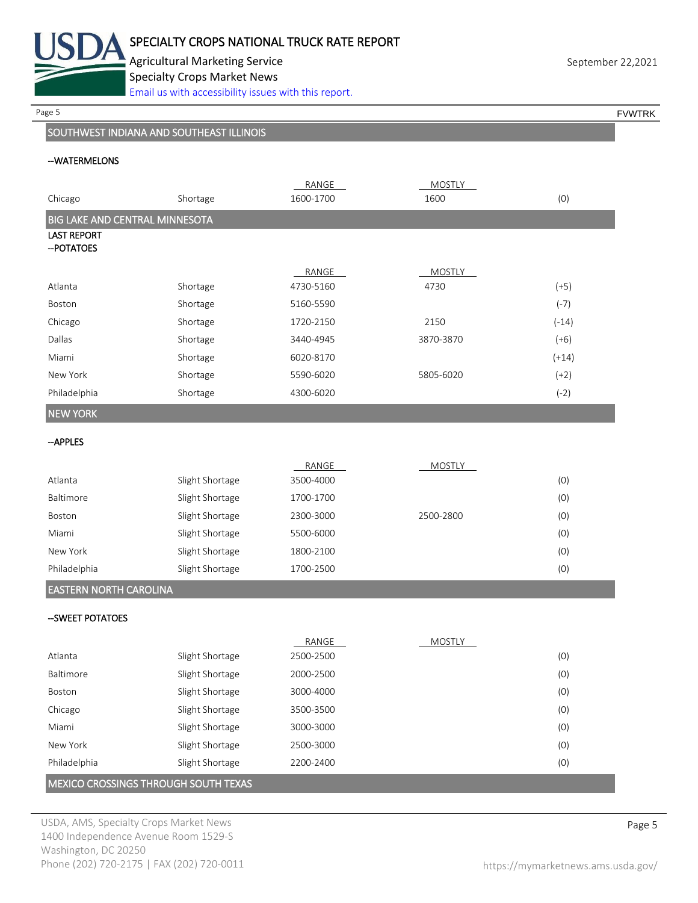## SOUTHWEST INDIANA AND SOUTHEAST ILLINOIS

--WATERMELONS

| | | RANGE | MOSTLY | |
|---|---|---|---|---|
| Chicago | Shortage | 1600-1700 | 1600 | (0) |

## BIG LAKE AND CENTRAL MINNESOTA

LAST REPORT

--POTATOES

| | | RANGE | MOSTLY | |
|---|---|---|---|---|
| Atlanta | Shortage | 4730-5160 | 4730 | (+5) |
| Boston | Shortage | 5160-5590 | | (-7) |
| Chicago | Shortage | 1720-2150 | 2150 | (-14) |
| Dallas | Shortage | 3440-4945 | 3870-3870 | (+6) |
| Miami | Shortage | 6020-8170 | | (+14) |
| New York | Shortage | 5590-6020 | 5805-6020 | (+2) |
| Philadelphia | Shortage | 4300-6020 | | (-2) |

## NEW YORK

--APPLES

| | | RANGE | MOSTLY | |
|---|---|---|---|---|
| Atlanta | Slight Shortage | 3500-4000 | | (0) |
| Baltimore | Slight Shortage | 1700-1700 | | (0) |
| Boston | Slight Shortage | 2300-3000 | 2500-2800 | (0) |
| Miami | Slight Shortage | 5500-6000 | | (0) |
| New York | Slight Shortage | 1800-2100 | | (0) |
| Philadelphia | Slight Shortage | 1700-2500 | | (0) |

## EASTERN NORTH CAROLINA

--SWEET POTATOES

| | | RANGE | MOSTLY | |
|---|---|---|---|---|
| Atlanta | Slight Shortage | 2500-2500 | | (0) |
| Baltimore | Slight Shortage | 2000-2500 | | (0) |
| Boston | Slight Shortage | 3000-4000 | | (0) |
| Chicago | Slight Shortage | 3500-3500 | | (0) |
| Miami | Slight Shortage | 3000-3000 | | (0) |
| New York | Slight Shortage | 2500-3000 | | (0) |
| Philadelphia | Slight Shortage | 2200-2400 | | (0) |

## MEXICO CROSSINGS THROUGH SOUTH TEXAS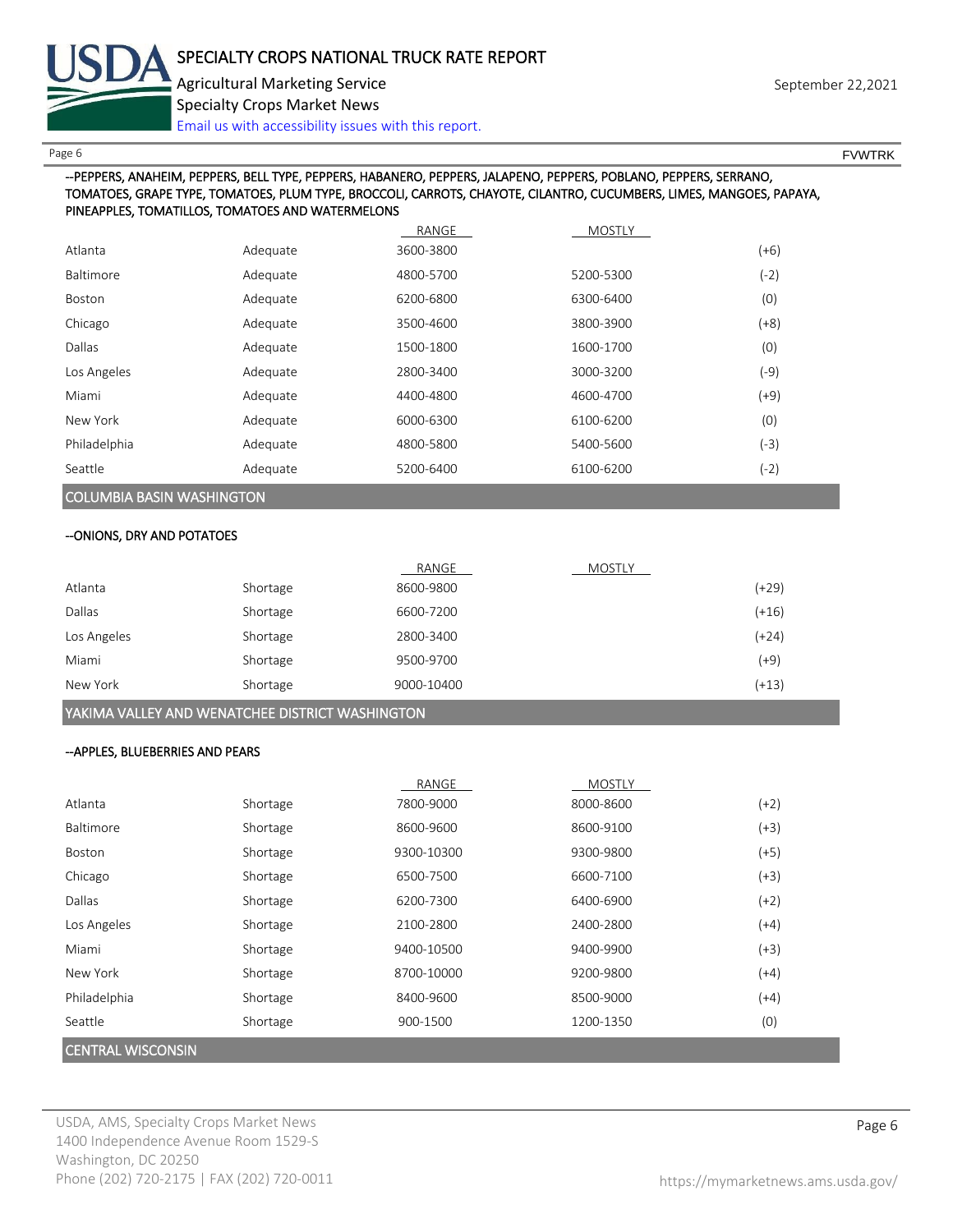--PEPPERS, ANAHEIM, PEPPERS, BELL TYPE, PEPPERS, HABANERO, PEPPERS, JALAPENO, PEPPERS, POBLANO, PEPPERS, SERRANO, TOMATOES, GRAPE TYPE, TOMATOES, PLUM TYPE, BROCCOLI, CARROTS, CHAYOTE, CILANTRO, CUCUMBERS, LIMES, MANGOES, PAPAYA, PINEAPPLES, TOMATILLOS, TOMATOES AND WATERMELONS

| | | RANGE | MOSTLY | |
|---|---|---|---|---|
| Atlanta | Adequate | 3600-3800 | | (+6) |
| Baltimore | Adequate | 4800-5700 | 5200-5300 | (-2) |
| Boston | Adequate | 6200-6800 | 6300-6400 | (0) |
| Chicago | Adequate | 3500-4600 | 3800-3900 | (+8) |
| Dallas | Adequate | 1500-1800 | 1600-1700 | (0) |
| Los Angeles | Adequate | 2800-3400 | 3000-3200 | (-9) |
| Miami | Adequate | 4400-4800 | 4600-4700 | (+9) |
| New York | Adequate | 6000-6300 | 6100-6200 | (0) |
| Philadelphia | Adequate | 4800-5800 | 5400-5600 | (-3) |
| Seattle | Adequate | 5200-6400 | 6100-6200 | (-2) |

## COLUMBIA BASIN WASHINGTON

--ONIONS, DRY AND POTATOES

| | | RANGE | MOSTLY | |
|---|---|---|---|---|
| Atlanta | Shortage | 8600-9800 | | (+29) |
| Dallas | Shortage | 6600-7200 | | (+16) |
| Los Angeles | Shortage | 2800-3400 | | (+24) |
| Miami | Shortage | 9500-9700 | | (+9) |
| New York | Shortage | 9000-10400 | | (+13) |

## YAKIMA VALLEY AND WENATCHEE DISTRICT WASHINGTON

--APPLES, BLUEBERRIES AND PEARS

| | | RANGE | MOSTLY | |
|---|---|---|---|---|
| Atlanta | Shortage | 7800-9000 | 8000-8600 | (+2) |
| Baltimore | Shortage | 8600-9600 | 8600-9100 | (+3) |
| Boston | Shortage | 9300-10300 | 9300-9800 | (+5) |
| Chicago | Shortage | 6500-7500 | 6600-7100 | (+3) |
| Dallas | Shortage | 6200-7300 | 6400-6900 | (+2) |
| Los Angeles | Shortage | 2100-2800 | 2400-2800 | (+4) |
| Miami | Shortage | 9400-10500 | 9400-9900 | (+3) |
| New York | Shortage | 8700-10000 | 9200-9800 | (+4) |
| Philadelphia | Shortage | 8400-9600 | 8500-9000 | (+4) |
| Seattle | Shortage | 900-1500 | 1200-1350 | (0) |

## CENTRAL WISCONSIN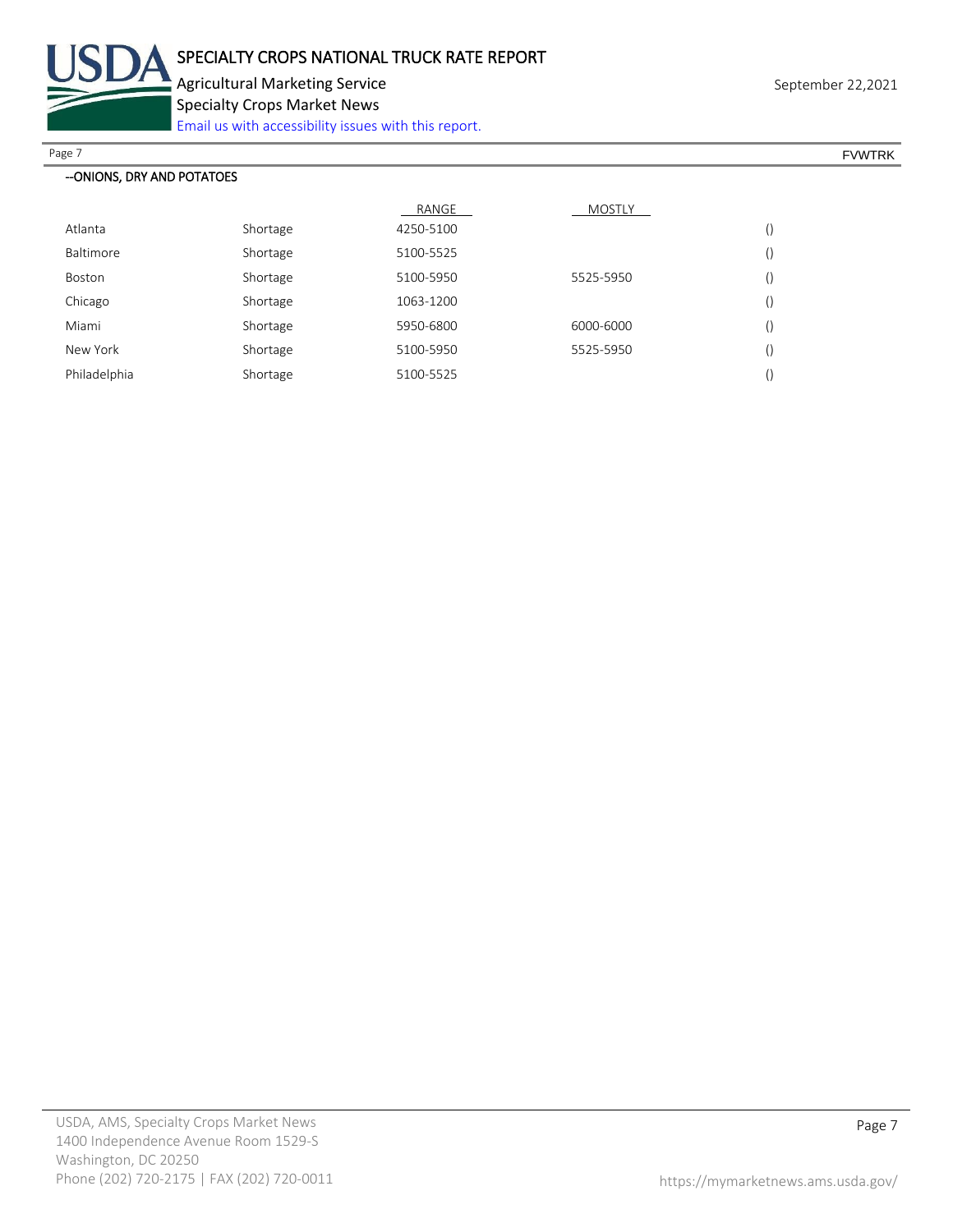## --ONIONS, DRY AND POTATOES

| | | RANGE | MOSTLY | |
|---|---|---|---|---|
| Atlanta | Shortage | 4250-5100 | | () |
| Baltimore | Shortage | 5100-5525 | | () |
| Boston | Shortage | 5100-5950 | 5525-5950 | () |
| Chicago | Shortage | 1063-1200 | | () |
| Miami | Shortage | 5950-6800 | 6000-6000 | () |
| New York | Shortage | 5100-5950 | 5525-5950 | () |
| Philadelphia | Shortage | 5100-5525 | | () |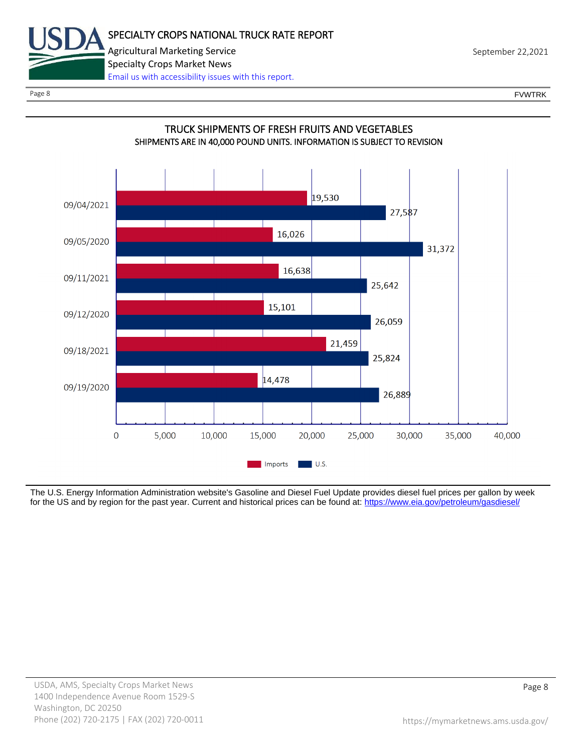## TRUCK SHIPMENTS OF FRESH FRUITS AND VEGETABLES

SHIPMENTS ARE IN 40,000 POUND UNITS. INFORMATION IS SUBJECT TO REVISION

09/04/2021
19,530
27,587

09/05/2020
16,026
31,372

09/11/2021
16,638
25,642

09/12/2020
15,101
26,059

09/18/2021
21,459
25,824

09/19/2020
14,478
26,889

0
5,000
10,000
15,000
20,000
25,000
30,000
35,000
40,000

Imports
U.S.

The U.S. Energy Information Administration website's Gasoline and Diesel Fuel Update provides diesel fuel prices per gallon by week for the US and by region for the past year. Current and historical prices can be found at: https://www.eia.gov/petroleum/gasdiesel/

USDA, AMS, Specialty Crops Market News
1400 Independence Avenue Room 1529-S
Washington, DC 20250
Phone (202) 720-2175 | FAX (202) 720-0011

https://mymarketnews.ams.usda.gov/